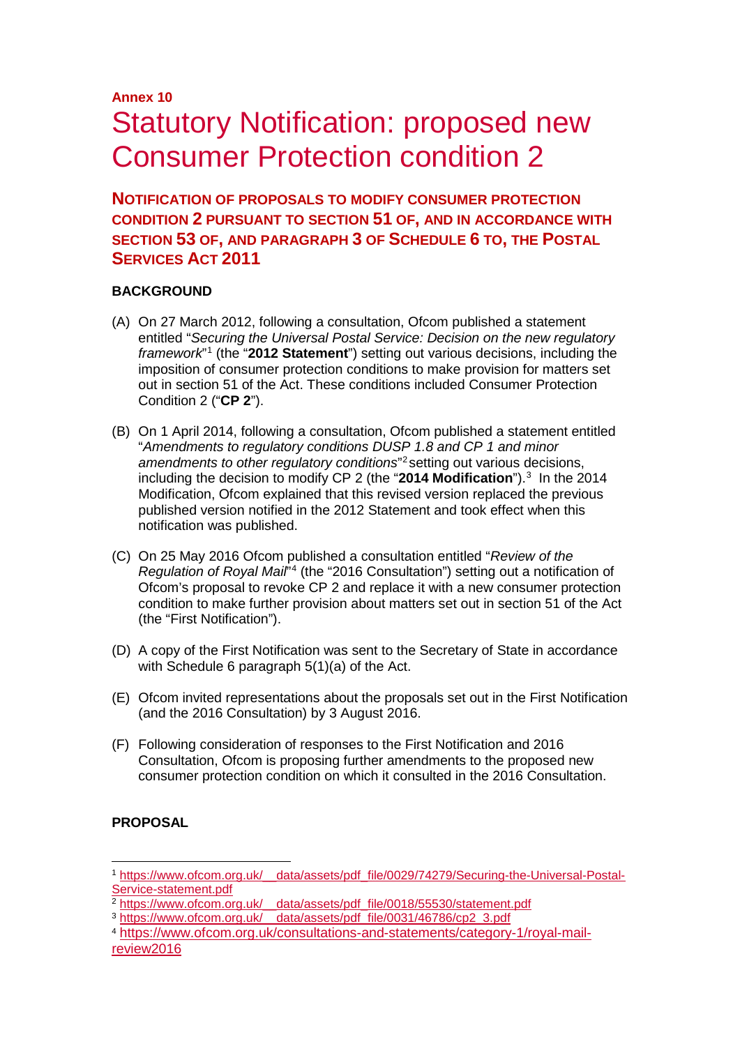**Annex 10**

# Statutory Notification: proposed new Consumer Protection condition 2

## NOTIFICATION OF PROPOSALS TO MODIFY CONSUMER PROTECTION CONDITION 2 PURSUANT TO SECTION 51 OF, AND IN ACCORDANCE WITH SECTION 53 OF, AND PARAGRAPH 3 OF SCHEDULE 6 TO, THE POSTAL SERVICES ACT 2011

### BACKGROUND

(A) On 27 March 2012, following a consultation, Ofcom published a statement entitled "*Securing the Universal Postal Service: Decision on the new regulatory framework*"[1] (the "**2012 Statement**") setting out various decisions, including the imposition of consumer protection conditions to make provision for matters set out in section 51 of the Act. These conditions included Consumer Protection Condition 2 ("**CP 2**").

(B) On 1 April 2014, following a consultation, Ofcom published a statement entitled "*Amendments to regulatory conditions DUSP 1.8 and CP 1 and minor amendments to other regulatory conditions*"[2] setting out various decisions, including the decision to modify CP 2 (the "**2014 Modification**").[3] In the 2014 Modification, Ofcom explained that this revised version replaced the previous published version notified in the 2012 Statement and took effect when this notification was published.

(C) On 25 May 2016 Ofcom published a consultation entitled "*Review of the Regulation of Royal Mail*"[4] (the "2016 Consultation") setting out a notification of Ofcom's proposal to revoke CP 2 and replace it with a new consumer protection condition to make further provision about matters set out in section 51 of the Act (the "First Notification").

(D) A copy of the First Notification was sent to the Secretary of State in accordance with Schedule 6 paragraph 5(1)(a) of the Act.

(E) Ofcom invited representations about the proposals set out in the First Notification (and the 2016 Consultation) by 3 August 2016.

(F) Following consideration of responses to the First Notification and 2016 Consultation, Ofcom is proposing further amendments to the proposed new consumer protection condition on which it consulted in the 2016 Consultation.

### PROPOSAL

---

[1] https://www.ofcom.org.uk/__data/assets/pdf_file/0029/74279/Securing-the-Universal-Postal-Service-statement.pdf

[2] https://www.ofcom.org.uk/__data/assets/pdf_file/0018/55530/statement.pdf

[3] https://www.ofcom.org.uk/__data/assets/pdf_file/0031/46786/cp2_3.pdf

[4] https://www.ofcom.org.uk/consultations-and-statements/category-1/royal-mail-review2016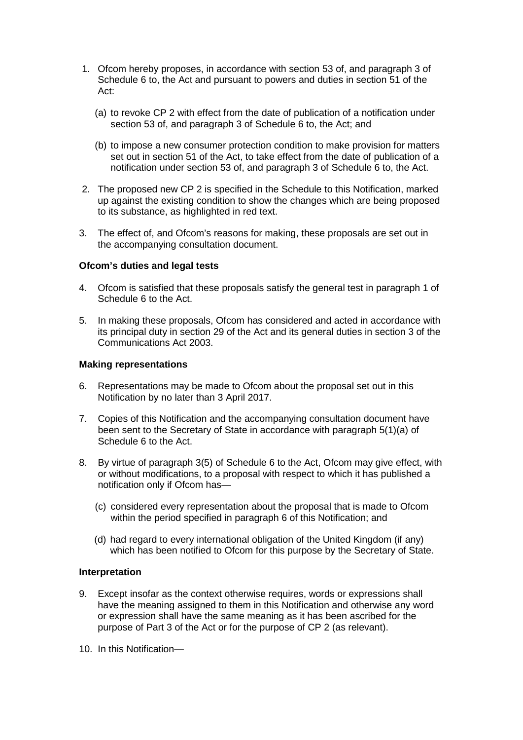1. Ofcom hereby proposes, in accordance with section 53 of, and paragraph 3 of Schedule 6 to, the Act and pursuant to powers and duties in section 51 of the Act:

   (a) to revoke CP 2 with effect from the date of publication of a notification under section 53 of, and paragraph 3 of Schedule 6 to, the Act; and

   (b) to impose a new consumer protection condition to make provision for matters set out in section 51 of the Act, to take effect from the date of publication of a notification under section 53 of, and paragraph 3 of Schedule 6 to, the Act.

2. The proposed new CP 2 is specified in the Schedule to this Notification, marked up against the existing condition to show the changes which are being proposed to its substance, as highlighted in red text.

3. The effect of, and Ofcom's reasons for making, these proposals are set out in the accompanying consultation document.

**Ofcom's duties and legal tests**

4. Ofcom is satisfied that these proposals satisfy the general test in paragraph 1 of Schedule 6 to the Act.

5. In making these proposals, Ofcom has considered and acted in accordance with its principal duty in section 29 of the Act and its general duties in section 3 of the Communications Act 2003.

**Making representations**

6. Representations may be made to Ofcom about the proposal set out in this Notification by no later than 3 April 2017.

7. Copies of this Notification and the accompanying consultation document have been sent to the Secretary of State in accordance with paragraph 5(1)(a) of Schedule 6 to the Act.

8. By virtue of paragraph 3(5) of Schedule 6 to the Act, Ofcom may give effect, with or without modifications, to a proposal with respect to which it has published a notification only if Ofcom has—

   (c) considered every representation about the proposal that is made to Ofcom within the period specified in paragraph 6 of this Notification; and

   (d) had regard to every international obligation of the United Kingdom (if any) which has been notified to Ofcom for this purpose by the Secretary of State.

**Interpretation**

9. Except insofar as the context otherwise requires, words or expressions shall have the meaning assigned to them in this Notification and otherwise any word or expression shall have the same meaning as it has been ascribed for the purpose of Part 3 of the Act or for the purpose of CP 2 (as relevant).

10. In this Notification—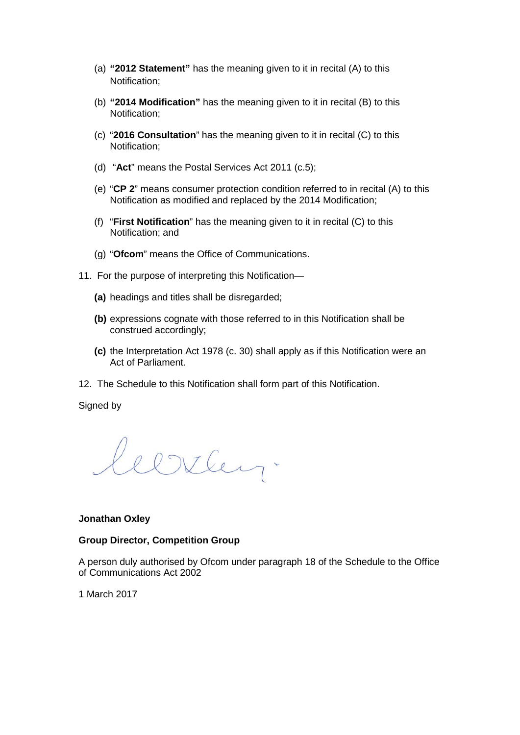(a) **"2012 Statement"** has the meaning given to it in recital (A) to this Notification;

(b) **"2014 Modification"** has the meaning given to it in recital (B) to this Notification;

(c) "**2016 Consultation**" has the meaning given to it in recital (C) to this Notification;

(d) "**Act**" means the Postal Services Act 2011 (c.5);

(e) "**CP 2**" means consumer protection condition referred to in recital (A) to this Notification as modified and replaced by the 2014 Modification;

(f) "**First Notification**" has the meaning given to it in recital (C) to this Notification; and

(g) "**Ofcom**" means the Office of Communications.

11. For the purpose of interpreting this Notification—

**(a)** headings and titles shall be disregarded;

**(b)** expressions cognate with those referred to in this Notification shall be construed accordingly;

**(c)** the Interpretation Act 1978 (c. 30) shall apply as if this Notification were an Act of Parliament.

12. The Schedule to this Notification shall form part of this Notification.

Signed by

**Jonathan Oxley**

**Group Director, Competition Group**

A person duly authorised by Ofcom under paragraph 18 of the Schedule to the Office of Communications Act 2002

1 March 2017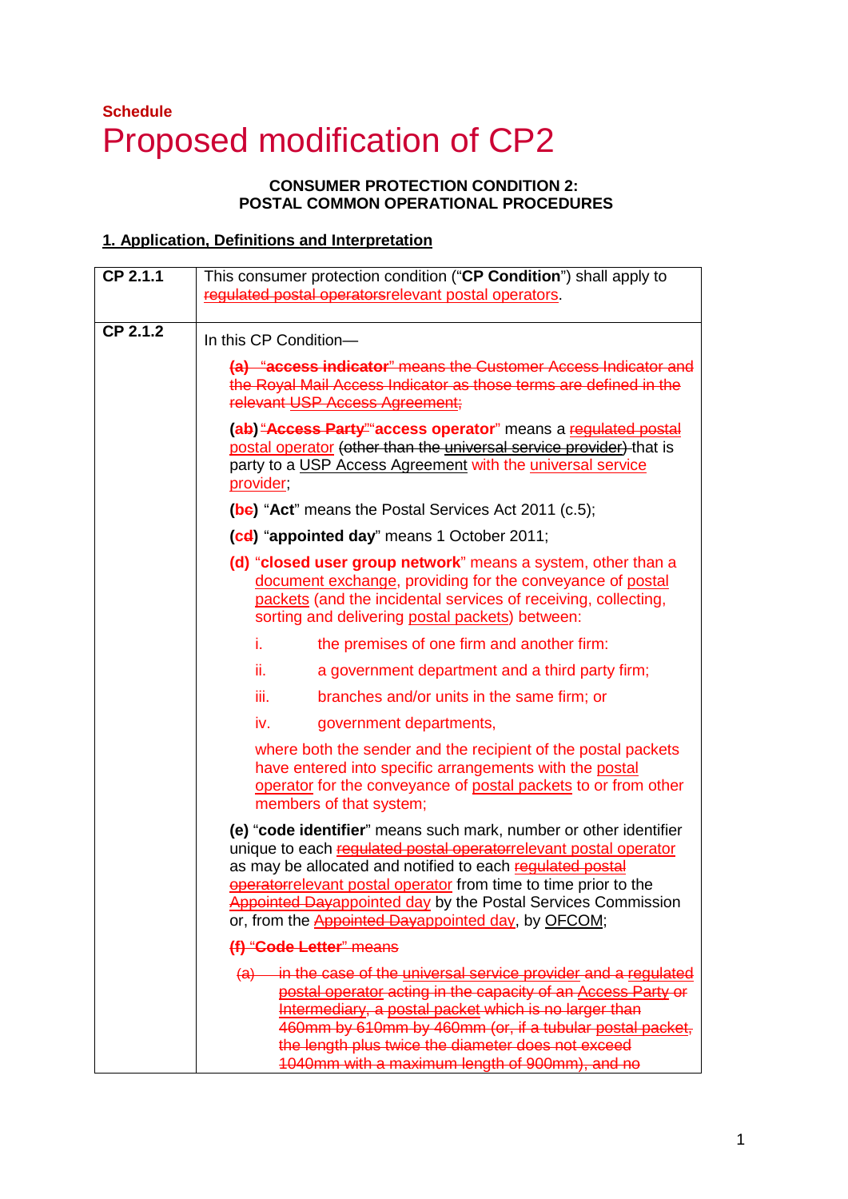**Schedule**

# Proposed modification of CP2

**CONSUMER PROTECTION CONDITION 2:**
**POSTAL COMMON OPERATIONAL PROCEDURES**

## 1. Application, Definitions and Interpretation

| | |
|---|---|
| **CP 2.1.1** | This consumer protection condition ("**CP Condition**") shall apply to ~~regulated postal operators~~relevant postal operators. |
| **CP 2.1.2** | In this CP Condition—<br><br>~~(a) "**access indicator**" means the Customer Access Indicator and the Royal Mail Access Indicator as those terms are defined in the relevant USP Access Agreement;~~<br><br>**(a~~b~~)** ~~"**Access Party**"~~"**access operator**" means a ~~regulated postal~~ postal operator ~~(other than the universal service provider)~~ that is party to a USP Access Agreement with the universal service provider;<br><br>**(b~~c~~)** "**Act**" means the Postal Services Act 2011 (c.5);<br><br>**(c~~d~~)** "**appointed day**" means 1 October 2011;<br><br>**(d)** "**closed user group network**" means a system, other than a document exchange, providing for the conveyance of postal packets (and the incidental services of receiving, collecting, sorting and delivering postal packets) between:<br><br>i. the premises of one firm and another firm:<br>ii. a government department and a third party firm;<br>iii. branches and/or units in the same firm; or<br>iv. government departments,<br><br>where both the sender and the recipient of the postal packets have entered into specific arrangements with the postal operator for the conveyance of postal packets to or from other members of that system;<br><br>**(e)** "**code identifier**" means such mark, number or other identifier unique to each ~~regulated postal operator~~relevant postal operator as may be allocated and notified to each ~~regulated postal operator~~relevant postal operator from time to time prior to the ~~Appointed Day~~appointed day by the Postal Services Commission or, from the ~~Appointed Day~~appointed day, by OFCOM;<br><br>~~**(f)** "**Code Letter**" means~~<br><br>~~(a) in the case of the universal service provider and a regulated postal operator acting in the capacity of an Access Party or Intermediary, a postal packet which is no larger than 460mm by 610mm by 460mm (or, if a tubular postal packet, the length plus twice the diameter does not exceed 1040mm with a maximum length of 900mm), and no~~ |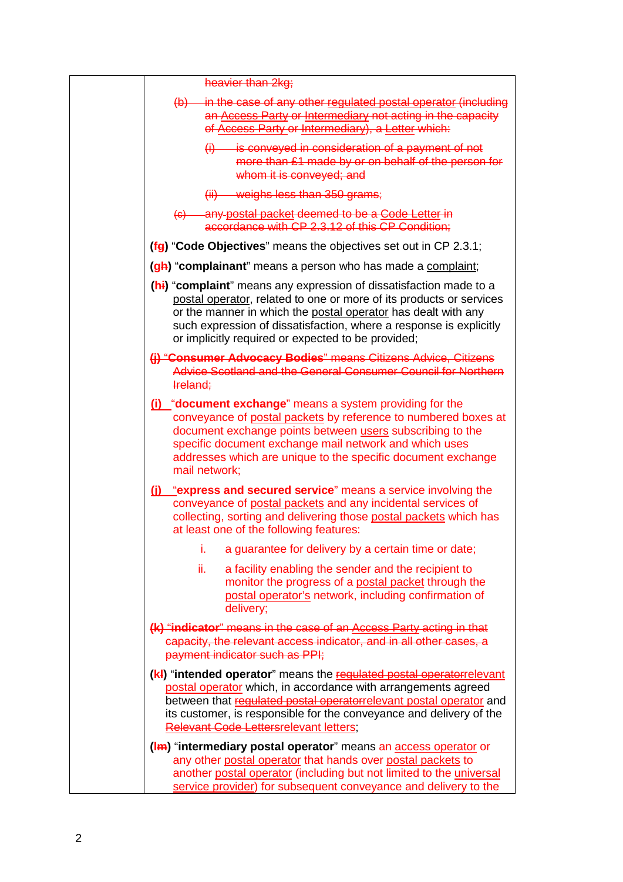| | heavier than 2kg;<br><br>(b) in the case of any other regulated postal operator (including an Access Party or Intermediary not acting in the capacity of Access Party or Intermediary), a Letter which:<br><br>(i) is conveyed in consideration of a payment of not more than £1 made by or on behalf of the person for whom it is conveyed; and<br><br>(ii) weighs less than 350 grams;<br><br>(c) any postal packet deemed to be a Code Letter in accordance with CP 2.3.12 of this CP Condition;<br><br>(fg) "**Code Objectives**" means the objectives set out in CP 2.3.1;<br><br>(gh) "**complainant**" means a person who has made a complaint;<br><br>(hi) "**complaint**" means any expression of dissatisfaction made to a postal operator, related to one or more of its products or services or the manner in which the postal operator has dealt with any such expression of dissatisfaction, where a response is explicitly or implicitly required or expected to be provided;<br><br>(j) "**Consumer Advocacy Bodies**" means Citizens Advice, Citizens Advice Scotland and the General Consumer Council for Northern Ireland;<br><br>(i) "**document exchange**" means a system providing for the conveyance of postal packets by reference to numbered boxes at document exchange points between users subscribing to the specific document exchange mail network and which uses addresses which are unique to the specific document exchange mail network;<br><br>(j) "**express and secured service**" means a service involving the conveyance of postal packets and any incidental services of collecting, sorting and delivering those postal packets which has at least one of the following features:<br><br>i. a guarantee for delivery by a certain time or date;<br><br>ii. a facility enabling the sender and the recipient to monitor the progress of a postal packet through the postal operator's network, including confirmation of delivery;<br><br>(k) "**indicator**" means in the case of an Access Party acting in that capacity, the relevant access indicator, and in all other cases, a payment indicator such as PPI;<br><br>(kl) "**intended operator**" means the regulated postal operatorrelevant postal operator which, in accordance with arrangements agreed between that regulated postal operatorrelevant postal operator and its customer, is responsible for the conveyance and delivery of the Relevant Code Lettersrelevant letters;<br><br>(lm) "**intermediary postal operator**" means an access operator or any other postal operator that hands over postal packets to another postal operator (including but not limited to the universal service provider) for subsequent conveyance and delivery to the |
|---|---|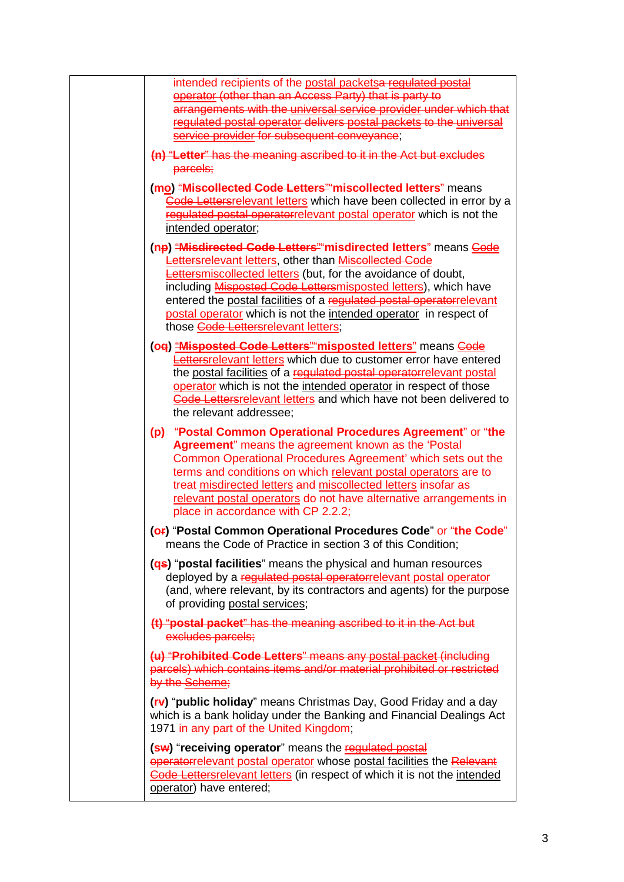intended recipients of the postal packetsa regulated postal operator (other than an Access Party) that is party to arrangements with the universal service provider under which that regulated postal operator delivers postal packets to the universal service provider for subsequent conveyance;

~~(n) "Letter" has the meaning ascribed to it in the Act but excludes parcels;~~

**(mo)** "**~~Miscollected Code Letters~~**""**miscollected letters**" means ~~Code Letters~~relevant letters which have been collected in error by a ~~regulated postal operator~~relevant postal operator which is not the intended operator;

**(np)** "**~~Misdirected Code Letters~~**""**misdirected letters**" means ~~Code Letters~~relevant letters, other than ~~Miscollected Code Letters~~miscollected letters (but, for the avoidance of doubt, including ~~Misposted Code Letters~~misposted letters), which have entered the postal facilities of a ~~regulated postal operator~~relevant postal operator which is not the intended operator in respect of those ~~Code Letters~~relevant letters;

**(oq)** "**~~Misposted Code Letters~~**""**misposted letters**" means ~~Code Letters~~relevant letters which due to customer error have entered the postal facilities of a ~~regulated postal operator~~relevant postal operator which is not the intended operator in respect of those ~~Code Letters~~relevant letters and which have not been delivered to the relevant addressee;

**(p)** "**Postal Common Operational Procedures Agreement**" or "**the Agreement**" means the agreement known as the 'Postal Common Operational Procedures Agreement' which sets out the terms and conditions on which relevant postal operators are to treat misdirected letters and miscollected letters insofar as relevant postal operators do not have alternative arrangements in place in accordance with CP 2.2.2;

**(or)** "**Postal Common Operational Procedures Code**" or "**the Code**" means the Code of Practice in section 3 of this Condition;

**(qs)** "**postal facilities**" means the physical and human resources deployed by a ~~regulated postal operator~~relevant postal operator (and, where relevant, by its contractors and agents) for the purpose of providing postal services;

~~(t) "postal packet" has the meaning ascribed to it in the Act but excludes parcels;~~

~~(u) "Prohibited Code Letters" means any postal packet (including parcels) which contains items and/or material prohibited or restricted by the Scheme;~~

**(rv)** "**public holiday**" means Christmas Day, Good Friday and a day which is a bank holiday under the Banking and Financial Dealings Act 1971 in any part of the United Kingdom;

**(sw)** "**receiving operator**" means the ~~regulated postal operator~~relevant postal operator whose postal facilities the ~~Relevant Code Letters~~relevant letters (in respect of which it is not the intended operator) have entered;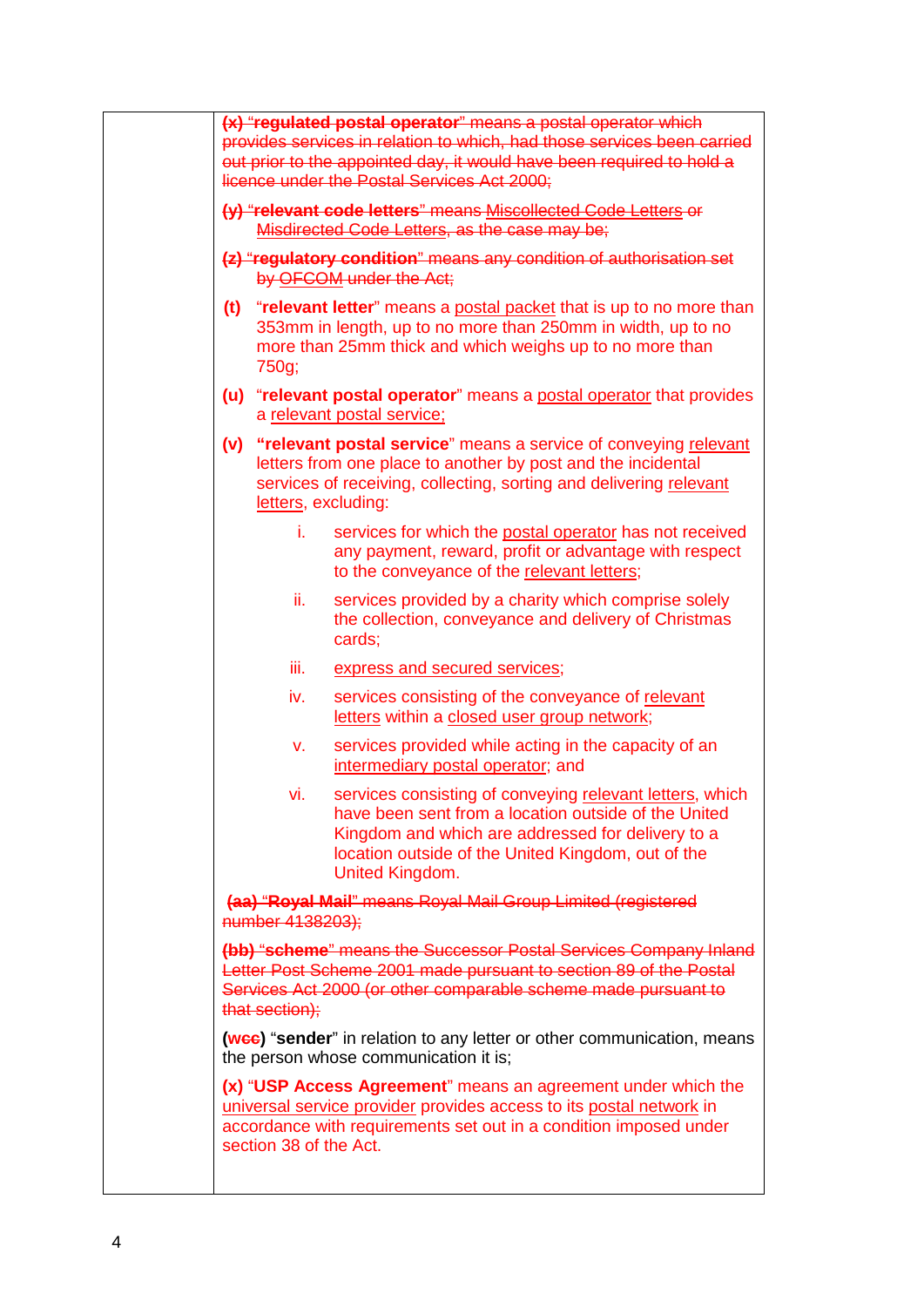~~(x) "**regulated postal operator**" means a postal operator which provides services in relation to which, had those services been carried out prior to the appointed day, it would have been required to hold a licence under the Postal Services Act 2000;~~

~~(y) "**relevant code letters**" means Miscollected Code Letters or Misdirected Code Letters, as the case may be;~~

~~(z) "**regulatory condition**" means any condition of authorisation set by OFCOM under the Act;~~

**(t)** "**relevant letter**" means a postal packet that is up to no more than 353mm in length, up to no more than 250mm in width, up to no more than 25mm thick and which weighs up to no more than 750g;

**(u)** "**relevant postal operator**" means a postal operator that provides a relevant postal service;

**(v)** "**relevant postal service**" means a service of conveying relevant letters from one place to another by post and the incidental services of receiving, collecting, sorting and delivering relevant letters, excluding:

i. services for which the postal operator has not received any payment, reward, profit or advantage with respect to the conveyance of the relevant letters;

ii. services provided by a charity which comprise solely the collection, conveyance and delivery of Christmas cards;

iii. express and secured services;

iv. services consisting of the conveyance of relevant letters within a closed user group network;

v. services provided while acting in the capacity of an intermediary postal operator; and

vi. services consisting of conveying relevant letters, which have been sent from a location outside of the United Kingdom and which are addressed for delivery to a location outside of the United Kingdom, out of the United Kingdom.

~~(aa) "**Royal Mail**" means Royal Mail Group Limited (registered number 4138203);~~

~~(bb) "**scheme**" means the Successor Postal Services Company Inland Letter Post Scheme 2001 made pursuant to section 89 of the Postal Services Act 2000 (or other comparable scheme made pursuant to that section);~~

**(w~~cc~~)** "**sender**" in relation to any letter or other communication, means the person whose communication it is;

**(x)** "**USP Access Agreement**" means an agreement under which the universal service provider provides access to its postal network in accordance with requirements set out in a condition imposed under section 38 of the Act.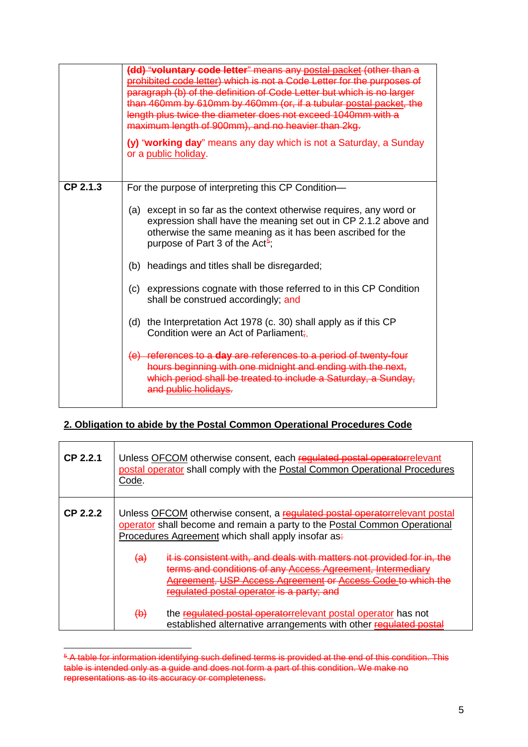| | |
|---|---|
| | ~~(dd) "voluntary code letter" means any postal packet (other than a prohibited code letter) which is not a Code Letter for the purposes of paragraph (b) of the definition of Code Letter but which is no larger than 460mm by 610mm by 460mm (or, if a tubular postal packet, the length plus twice the diameter does not exceed 1040mm with a maximum length of 900mm), and no heavier than 2kg.~~<br><br>**(y)** "**working day**" means any day which is not a Saturday, a Sunday or a public holiday. |
| **CP 2.1.3** | For the purpose of interpreting this CP Condition—<br><br>(a) except in so far as the context otherwise requires, any word or expression shall have the meaning set out in CP 2.1.2 above and otherwise the same meaning as it has been ascribed for the purpose of Part 3 of the Act[5];<br><br>(b) headings and titles shall be disregarded;<br><br>(c) expressions cognate with those referred to in this CP Condition shall be construed accordingly; and<br><br>(d) the Interpretation Act 1978 (c. 30) shall apply as if this CP Condition were an Act of Parliament~~;~~.<br><br>~~(e) references to a **day** are references to a period of twenty-four hours beginning with one midnight and ending with the next, which period shall be treated to include a Saturday, a Sunday, and public holidays.~~ |

## 2. Obligation to abide by the Postal Common Operational Procedures Code

| | |
|---|---|
| **CP 2.2.1** | Unless OFCOM otherwise consent, each ~~regulated postal operator~~relevant postal operator shall comply with the Postal Common Operational Procedures Code. |
| **CP 2.2.2** | Unless OFCOM otherwise consent, a ~~regulated postal operator~~relevant postal operator shall become and remain a party to the Postal Common Operational Procedures Agreement which shall apply insofar as~~:~~<br><br>~~(a) it is consistent with, and deals with matters not provided for in, the terms and conditions of any Access Agreement, Intermediary Agreement, USP Access Agreement or Access Code to which the regulated postal operator is a party; and~~<br><br>~~(b)~~ the ~~regulated postal operator~~relevant postal operator has not established alternative arrangements with other ~~regulated postal~~ |

~~[5] A table for information identifying such defined terms is provided at the end of this condition. This table is intended only as a guide and does not form a part of this condition. We make no representations as to its accuracy or completeness.~~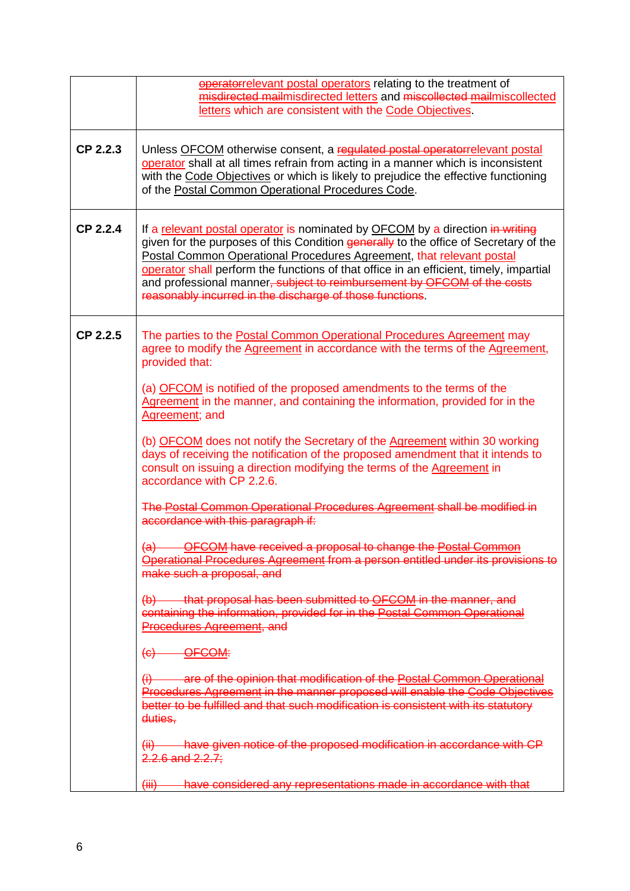| | |
|---|---|
| | ~~operator~~relevant postal operators relating to the treatment of ~~misdirected mail~~misdirected letters and ~~miscollected mail~~miscollected letters which are consistent with the Code Objectives. |
| **CP 2.2.3** | Unless OFCOM otherwise consent, a ~~regulated postal operator~~relevant postal operator shall at all times refrain from acting in a manner which is inconsistent with the Code Objectives or which is likely to prejudice the effective functioning of the Postal Common Operational Procedures Code. |
| **CP 2.2.4** | If a relevant postal operator is nominated by OFCOM by a direction ~~in writing~~ given for the purposes of this Condition ~~generally~~ to the office of Secretary of the Postal Common Operational Procedures Agreement, that relevant postal operator shall perform the functions of that office in an efficient, timely, impartial and professional manner~~, subject to reimbursement by OFCOM of the costs reasonably incurred in the discharge of those functions~~. |
| **CP 2.2.5** | The parties to the Postal Common Operational Procedures Agreement may agree to modify the Agreement in accordance with the terms of the Agreement, provided that:<br><br>(a) OFCOM is notified of the proposed amendments to the terms of the Agreement in the manner, and containing the information, provided for in the Agreement; and<br><br>(b) OFCOM does not notify the Secretary of the Agreement within 30 working days of receiving the notification of the proposed amendment that it intends to consult on issuing a direction modifying the terms of the Agreement in accordance with CP 2.2.6.<br><br>~~The Postal Common Operational Procedures Agreement shall be modified in accordance with this paragraph if:~~<br><br>~~(a) OFCOM have received a proposal to change the Postal Common Operational Procedures Agreement from a person entitled under its provisions to make such a proposal, and~~<br><br>~~(b) that proposal has been submitted to OFCOM in the manner, and containing the information, provided for in the Postal Common Operational Procedures Agreement, and~~<br><br>~~(c) OFCOM:~~<br><br>~~(i) are of the opinion that modification of the Postal Common Operational Procedures Agreement in the manner proposed will enable the Code Objectives better to be fulfilled and that such modification is consistent with its statutory duties,~~<br><br>~~(ii) have given notice of the proposed modification in accordance with CP 2.2.6 and 2.2.7;~~<br><br>~~(iii) have considered any representations made in accordance with that~~ |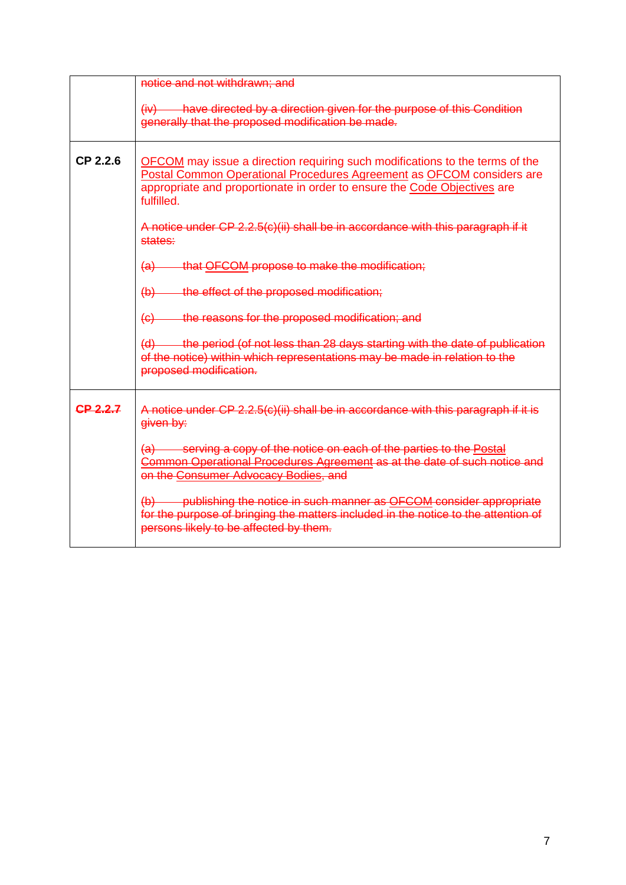| | |
|---|---|
| | ~~notice and not withdrawn; and~~<br><br>~~(iv) have directed by a direction given for the purpose of this Condition generally that the proposed modification be made.~~ |
| **CP 2.2.6** | OFCOM may issue a direction requiring such modifications to the terms of the Postal Common Operational Procedures Agreement as OFCOM considers are appropriate and proportionate in order to ensure the Code Objectives are fulfilled.<br><br>~~A notice under CP 2.2.5(c)(ii) shall be in accordance with this paragraph if it states:~~<br><br>~~(a) that OFCOM propose to make the modification;~~<br><br>~~(b) the effect of the proposed modification;~~<br><br>~~(c) the reasons for the proposed modification; and~~<br><br>~~(d) the period (of not less than 28 days starting with the date of publication of the notice) within which representations may be made in relation to the proposed modification.~~ |
| ~~**CP 2.2.7**~~ | ~~A notice under CP 2.2.5(c)(ii) shall be in accordance with this paragraph if it is given by:~~<br><br>~~(a) serving a copy of the notice on each of the parties to the Postal Common Operational Procedures Agreement as at the date of such notice and on the Consumer Advocacy Bodies, and~~<br><br>~~(b) publishing the notice in such manner as OFCOM consider appropriate for the purpose of bringing the matters included in the notice to the attention of persons likely to be affected by them.~~ |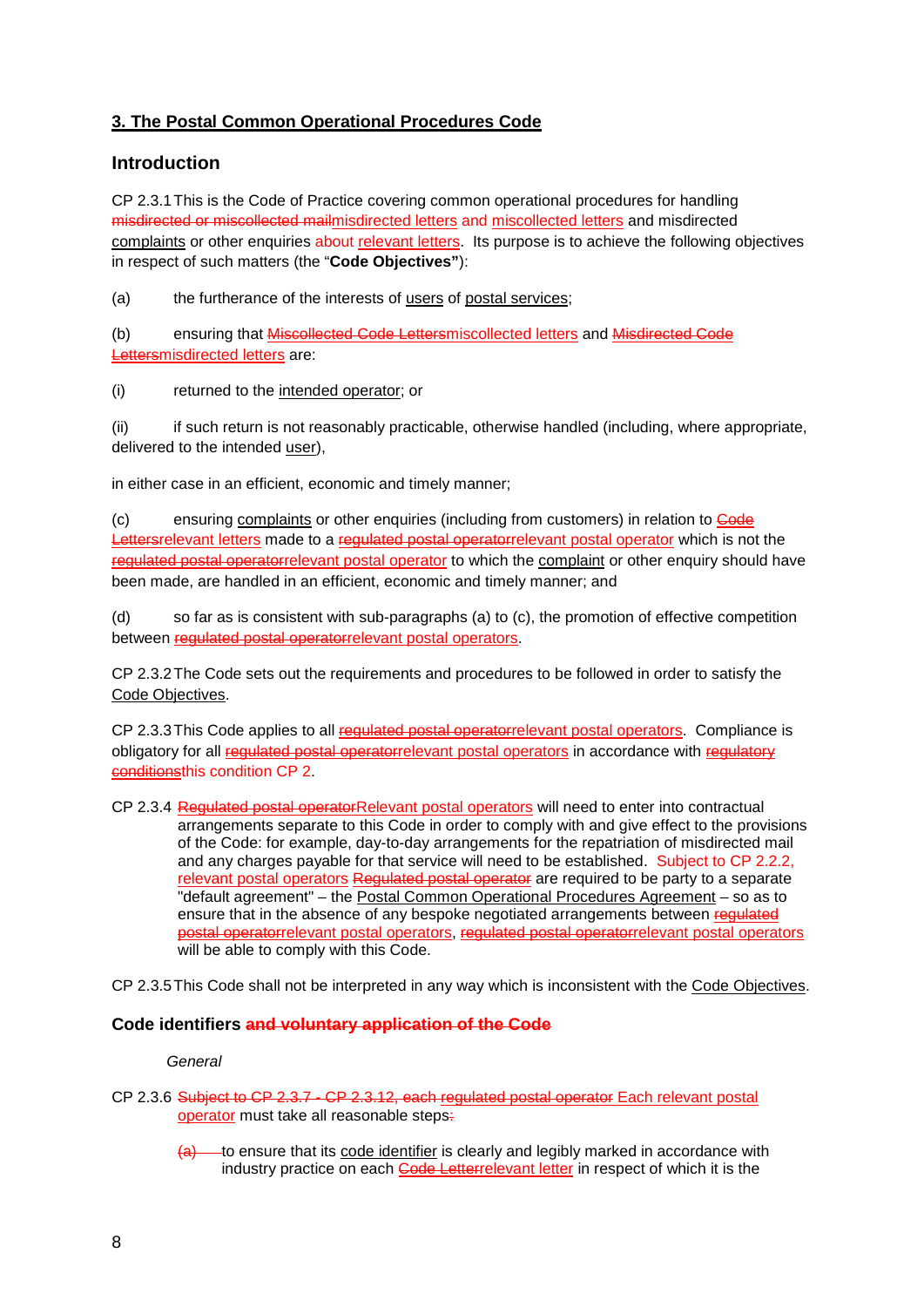## 3. The Postal Common Operational Procedures Code

### Introduction

CP 2.3.1 This is the Code of Practice covering common operational procedures for handling ~~misdirected or miscollected mail~~misdirected letters and miscollected letters and misdirected complaints or other enquiries about relevant letters. Its purpose is to achieve the following objectives in respect of such matters (the "**Code Objectives"**):

(a) the furtherance of the interests of users of postal services;

(b) ensuring that ~~Miscollected Code Letters~~miscollected letters and ~~Misdirected Code Letters~~misdirected letters are:

(i) returned to the intended operator; or

(ii) if such return is not reasonably practicable, otherwise handled (including, where appropriate, delivered to the intended user),

in either case in an efficient, economic and timely manner;

(c) ensuring complaints or other enquiries (including from customers) in relation to ~~Code Letters~~relevant letters made to a ~~regulated postal operator~~relevant postal operator which is not the ~~regulated postal operator~~relevant postal operator to which the complaint or other enquiry should have been made, are handled in an efficient, economic and timely manner; and

(d) so far as is consistent with sub-paragraphs (a) to (c), the promotion of effective competition between ~~regulated postal operator~~relevant postal operators.

CP 2.3.2 The Code sets out the requirements and procedures to be followed in order to satisfy the Code Objectives.

CP 2.3.3 This Code applies to all ~~regulated postal operator~~relevant postal operators. Compliance is obligatory for all ~~regulated postal operator~~relevant postal operators in accordance with ~~regulatory conditions~~this condition CP 2.

CP 2.3.4 ~~Regulated postal operator~~Relevant postal operators will need to enter into contractual arrangements separate to this Code in order to comply with and give effect to the provisions of the Code: for example, day-to-day arrangements for the repatriation of misdirected mail and any charges payable for that service will need to be established. Subject to CP 2.2.2, relevant postal operators ~~Regulated postal operator~~ are required to be party to a separate "default agreement" – the Postal Common Operational Procedures Agreement – so as to ensure that in the absence of any bespoke negotiated arrangements between ~~regulated postal operator~~relevant postal operators, ~~regulated postal operator~~relevant postal operators will be able to comply with this Code.

CP 2.3.5 This Code shall not be interpreted in any way which is inconsistent with the Code Objectives.

### Code identifiers ~~and voluntary application of the Code~~

*General*

CP 2.3.6 ~~Subject to CP 2.3.7 - CP 2.3.12, each regulated postal operator~~ Each relevant postal operator must take all reasonable steps~~:~~

~~(a)~~ to ensure that its code identifier is clearly and legibly marked in accordance with industry practice on each ~~Code Letter~~relevant letter in respect of which it is the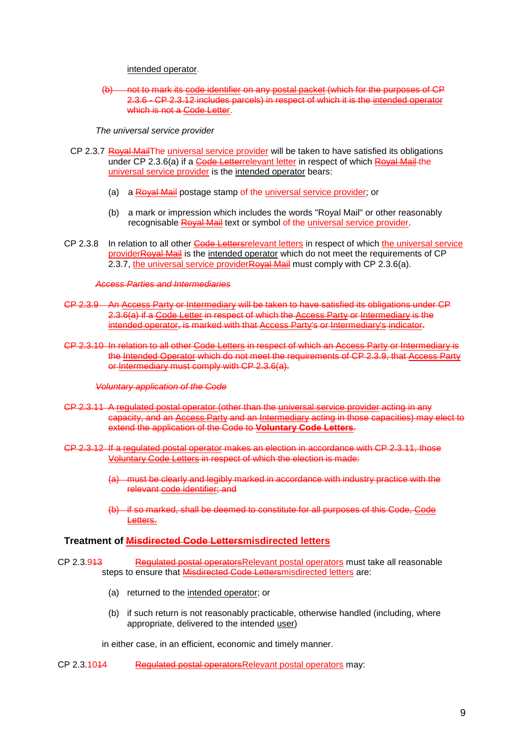intended operator.

~~(b) not to mark its code identifier on any postal packet (which for the purposes of CP 2.3.6 - CP 2.3.12 includes parcels) in respect of which it is the intended operator which is not a Code Letter.~~

*The universal service provider*

CP 2.3.7 ~~Royal Mail~~The universal service provider will be taken to have satisfied its obligations under CP 2.3.6(a) if a ~~Code Letter~~relevant letter in respect of which ~~Royal Mail~~ the universal service provider is the intended operator bears:

(a) a ~~Royal Mail~~ postage stamp of the universal service provider; or

(b) a mark or impression which includes the words "Royal Mail" or other reasonably recognisable ~~Royal Mail~~ text or symbol of the universal service provider.

CP 2.3.8 In relation to all other ~~Code Letters~~relevant letters in respect of which the universal service provider~~Royal Mail~~ is the intended operator which do not meet the requirements of CP 2.3.7, the universal service provider~~Royal Mail~~ must comply with CP 2.3.6(a).

~~*Access Parties and Intermediaries*~~

~~CP 2.3.9 An Access Party or Intermediary will be taken to have satisfied its obligations under CP 2.3.6(a) if a Code Letter in respect of which the Access Party or Intermediary is the intended operator, is marked with that Access Party's or Intermediary's indicator.~~

~~CP 2.3.10 In relation to all other Code Letters in respect of which an Access Party or Intermediary is the Intended Operator which do not meet the requirements of CP 2.3.9, that Access Party or Intermediary must comply with CP 2.3.6(a).~~

~~*Voluntary application of the Code*~~

~~CP 2.3.11 A regulated postal operator (other than the universal service provider acting in any capacity, and an Access Party and an Intermediary acting in those capacities) may elect to extend the application of the Code to **Voluntary Code Letters**.~~

~~CP 2.3.12 If a regulated postal operator makes an election in accordance with CP 2.3.11, those Voluntary Code Letters in respect of which the election is made:~~

~~(a) must be clearly and legibly marked in accordance with industry practice with the relevant code identifier; and~~

~~(b) if so marked, shall be deemed to constitute for all purposes of this Code, Code Letters.~~

## Treatment of ~~Misdirected Code Letters~~misdirected letters

CP 2.3.9~~13~~ ~~Regulated postal operators~~Relevant postal operators must take all reasonable steps to ensure that ~~Misdirected Code Letters~~misdirected letters are:

(a) returned to the intended operator; or

(b) if such return is not reasonably practicable, otherwise handled (including, where appropriate, delivered to the intended user)

in either case, in an efficient, economic and timely manner.

CP 2.3.10~~14~~ ~~Regulated postal operators~~Relevant postal operators may: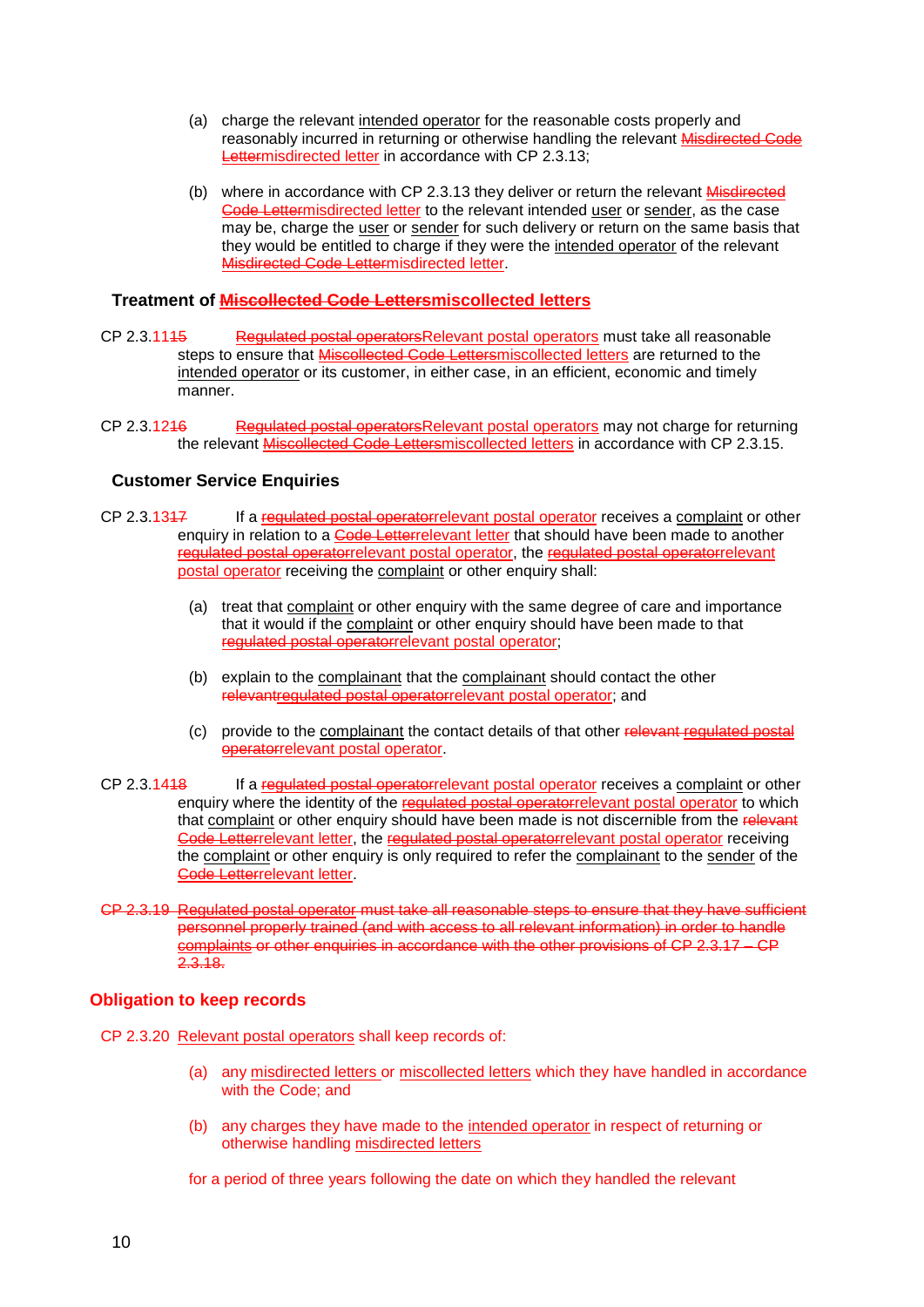(a) charge the relevant intended operator for the reasonable costs properly and reasonably incurred in returning or otherwise handling the relevant ~~Misdirected Code Letter~~misdirected letter in accordance with CP 2.3.13;

(b) where in accordance with CP 2.3.13 they deliver or return the relevant ~~Misdirected Code Letter~~misdirected letter to the relevant intended user or sender, as the case may be, charge the user or sender for such delivery or return on the same basis that they would be entitled to charge if they were the intended operator of the relevant ~~Misdirected Code Letter~~misdirected letter.

### Treatment of ~~Miscollected Code Letters~~miscollected letters

CP 2.3.11~~15~~ ~~Regulated postal operators~~Relevant postal operators must take all reasonable steps to ensure that ~~Miscollected Code Letters~~miscollected letters are returned to the intended operator or its customer, in either case, in an efficient, economic and timely manner.

CP 2.3.12~~16~~ ~~Regulated postal operators~~Relevant postal operators may not charge for returning the relevant ~~Miscollected Code Letters~~miscollected letters in accordance with CP 2.3.15.

### Customer Service Enquiries

CP 2.3.13~~17~~ If a ~~regulated postal operator~~relevant postal operator receives a complaint or other enquiry in relation to a ~~Code Letter~~relevant letter that should have been made to another ~~regulated postal operator~~relevant postal operator, the ~~regulated postal operator~~relevant postal operator receiving the complaint or other enquiry shall:

(a) treat that complaint or other enquiry with the same degree of care and importance that it would if the complaint or other enquiry should have been made to that ~~regulated postal operator~~relevant postal operator;

(b) explain to the complainant that the complainant should contact the other ~~relevantregulated postal operator~~relevant postal operator; and

(c) provide to the complainant the contact details of that other ~~relevant regulated postal operator~~relevant postal operator.

CP 2.3.14~~18~~ If a ~~regulated postal operator~~relevant postal operator receives a complaint or other enquiry where the identity of the ~~regulated postal operator~~relevant postal operator to which that complaint or other enquiry should have been made is not discernible from the ~~relevant Code Letter~~relevant letter, the ~~regulated postal operator~~relevant postal operator receiving the complaint or other enquiry is only required to refer the complainant to the sender of the ~~Code Letter~~relevant letter.

~~CP 2.3.19 Regulated postal operator must take all reasonable steps to ensure that they have sufficient personnel properly trained (and with access to all relevant information) in order to handle complaints or other enquiries in accordance with the other provisions of CP 2.3.17 – CP 2.3.18.~~

### Obligation to keep records

CP 2.3.20 Relevant postal operators shall keep records of:

(a) any misdirected letters or miscollected letters which they have handled in accordance with the Code; and

(b) any charges they have made to the intended operator in respect of returning or otherwise handling misdirected letters

for a period of three years following the date on which they handled the relevant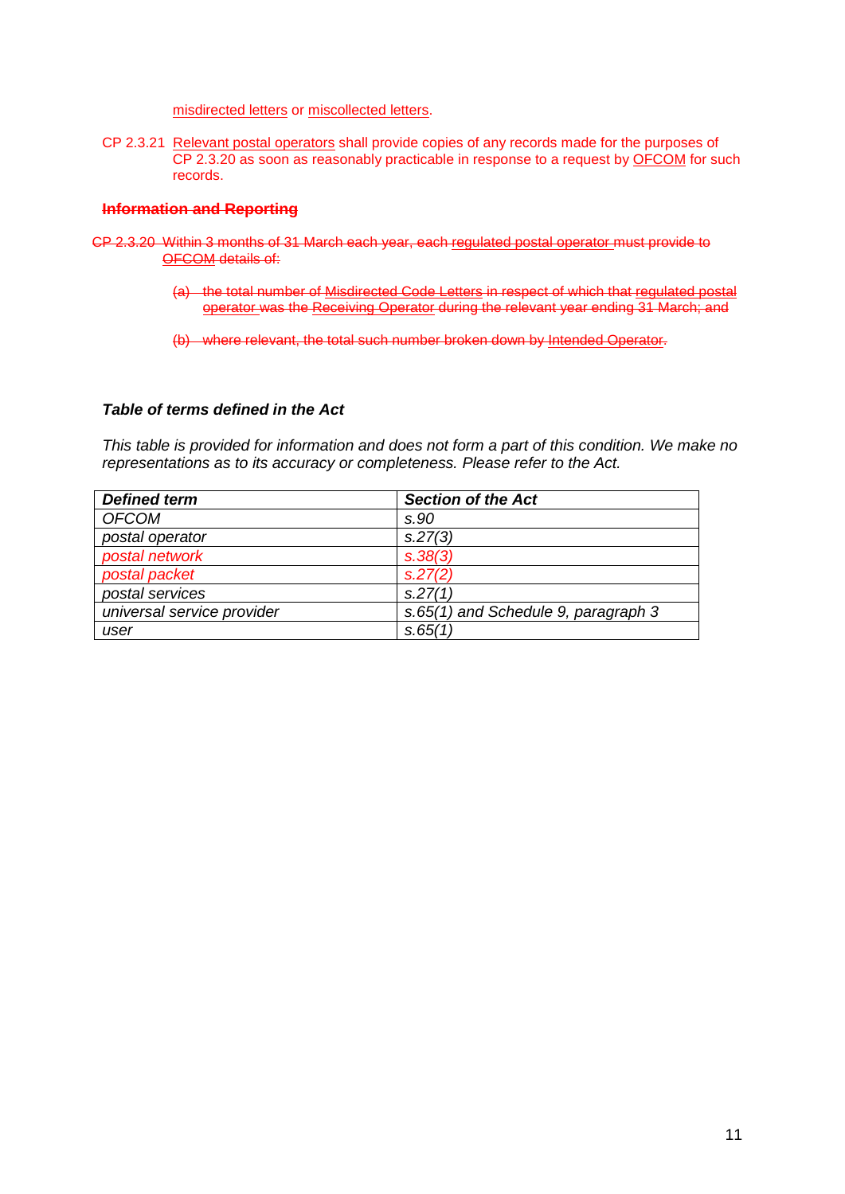misdirected letters or miscollected letters.

CP 2.3.21 Relevant postal operators shall provide copies of any records made for the purposes of CP 2.3.20 as soon as reasonably practicable in response to a request by OFCOM for such records.

~~**Information and Reporting**~~

~~CP 2.3.20 Within 3 months of 31 March each year, each regulated postal operator must provide to OFCOM details of:~~

~~(a) the total number of Misdirected Code Letters in respect of which that regulated postal operator was the Receiving Operator during the relevant year ending 31 March; and~~

~~(b) where relevant, the total such number broken down by Intended Operator.~~

***Table of terms defined in the Act***

*This table is provided for information and does not form a part of this condition. We make no representations as to its accuracy or completeness. Please refer to the Act.*

| ***Defined term*** | ***Section of the Act*** |
|---|---|
| *OFCOM* | *s.90* |
| *postal operator* | *s.27(3)* |
| *postal network* | *s.38(3)* |
| *postal packet* | *s.27(2)* |
| *postal services* | *s.27(1)* |
| *universal service provider* | *s.65(1) and Schedule 9, paragraph 3* |
| *user* | *s.65(1)* |